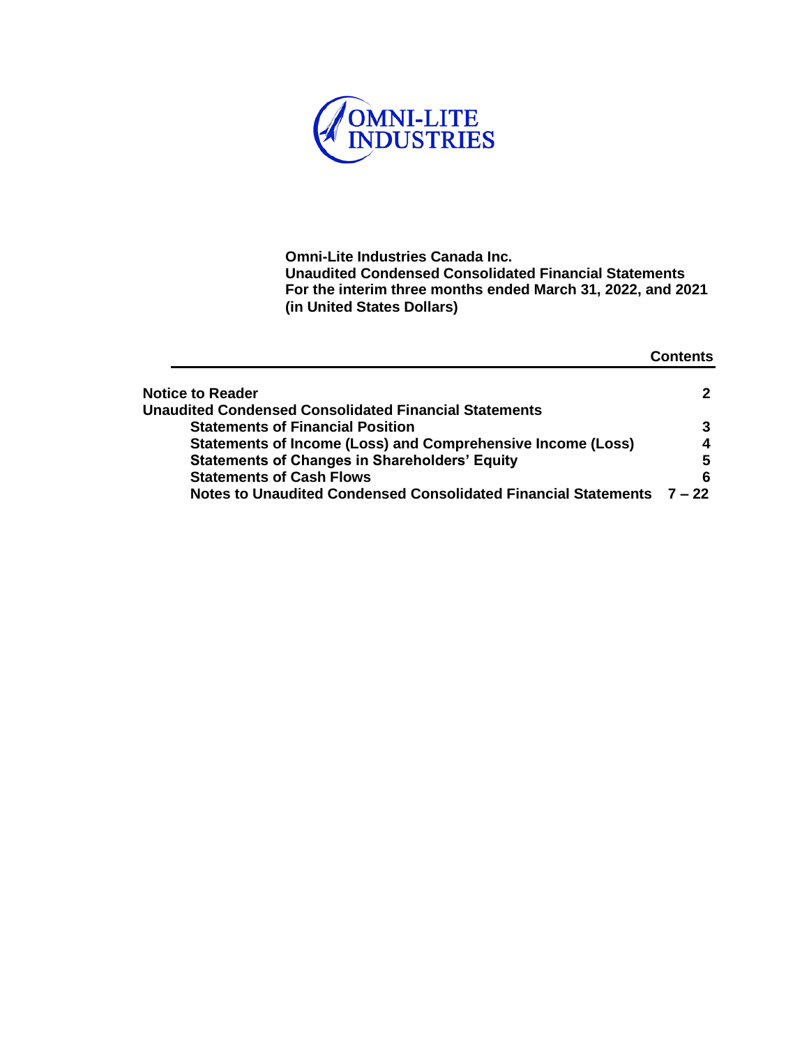OMNI-LITE INDUSTRIES

**Omni-Lite Industries Canada Inc.**
**Unaudited Condensed Consolidated Financial Statements**
**For the interim three months ended March 31, 2022, and 2021**
**(in United States Dollars)**

**Contents**

| | |
|---|---|
| **Notice to Reader** | **2** |
| **Unaudited Condensed Consolidated Financial Statements** | |
| **Statements of Financial Position** | **3** |
| **Statements of Income (Loss) and Comprehensive Income (Loss)** | **4** |
| **Statements of Changes in Shareholders' Equity** | **5** |
| **Statements of Cash Flows** | **6** |
| **Notes to Unaudited Condensed Consolidated Financial Statements** | **7 – 22** |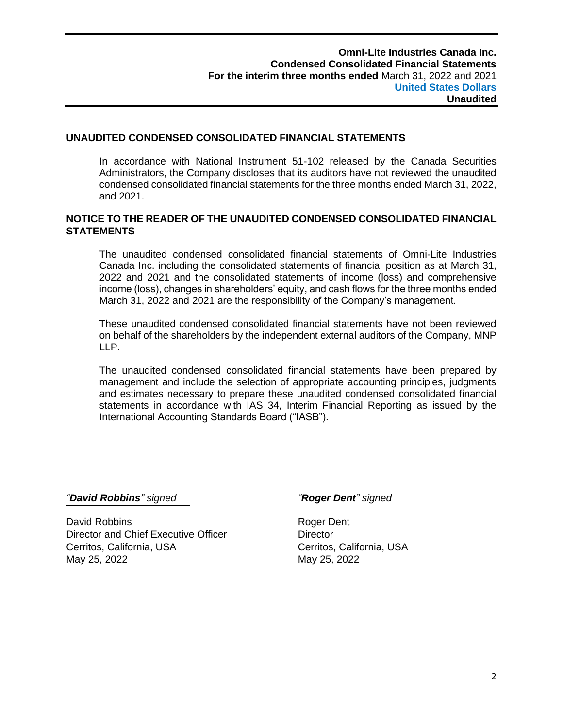**Omni-Lite Industries Canada Inc.**
**Condensed Consolidated Financial Statements**
**For the interim three months ended** March 31, 2022 and 2021
**United States Dollars**
**Unaudited**

## UNAUDITED CONDENSED CONSOLIDATED FINANCIAL STATEMENTS

In accordance with National Instrument 51-102 released by the Canada Securities Administrators, the Company discloses that its auditors have not reviewed the unaudited condensed consolidated financial statements for the three months ended March 31, 2022, and 2021.

## NOTICE TO THE READER OF THE UNAUDITED CONDENSED CONSOLIDATED FINANCIAL STATEMENTS

The unaudited condensed consolidated financial statements of Omni-Lite Industries Canada Inc. including the consolidated statements of financial position as at March 31, 2022 and 2021 and the consolidated statements of income (loss) and comprehensive income (loss), changes in shareholders' equity, and cash flows for the three months ended March 31, 2022 and 2021 are the responsibility of the Company's management.

These unaudited condensed consolidated financial statements have not been reviewed on behalf of the shareholders by the independent external auditors of the Company, MNP LLP.

The unaudited condensed consolidated financial statements have been prepared by management and include the selection of appropriate accounting principles, judgments and estimates necessary to prepare these unaudited condensed consolidated financial statements in accordance with IAS 34, Interim Financial Reporting as issued by the International Accounting Standards Board ("IASB").

*"**David Robbins**" signed*

David Robbins
Director and Chief Executive Officer
Cerritos, California, USA
May 25, 2022

*"**Roger Dent**" signed*

Roger Dent
Director
Cerritos, California, USA
May 25, 2022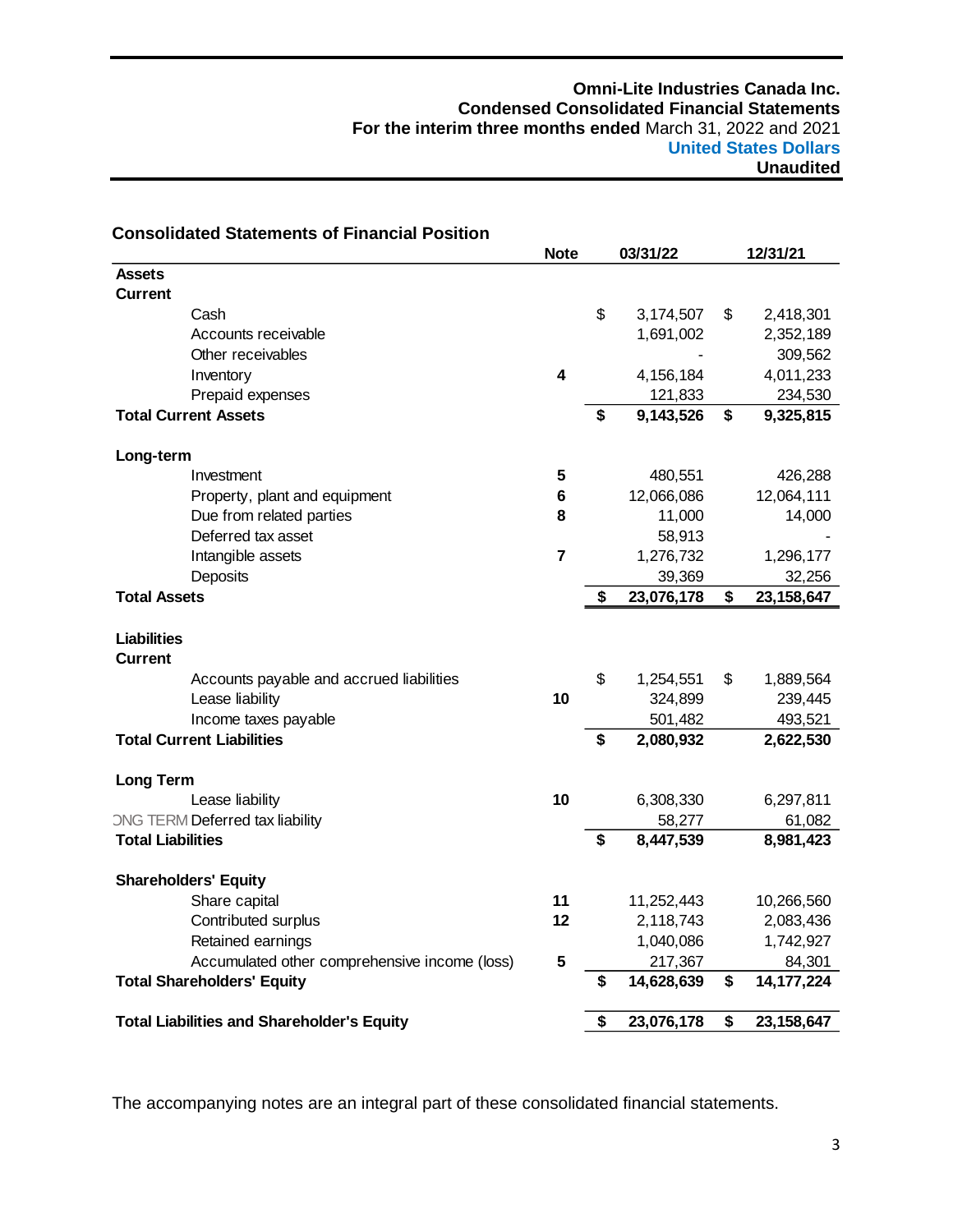**Omni-Lite Industries Canada Inc.**
**Condensed Consolidated Financial Statements**
**For the interim three months ended** March 31, 2022 and 2021
**United States Dollars**
**Unaudited**

## Consolidated Statements of Financial Position

| | Note | 03/31/22 | 12/31/21 |
|---|---|---|---|
| **Assets** | | | |
| **Current** | | | |
| Cash | | $ 3,174,507 | $ 2,418,301 |
| Accounts receivable | | 1,691,002 | 2,352,189 |
| Other receivables | | - | 309,562 |
| Inventory | 4 | 4,156,184 | 4,011,233 |
| Prepaid expenses | | 121,833 | 234,530 |
| **Total Current Assets** | | **$ 9,143,526** | **$ 9,325,815** |
| **Long-term** | | | |
| Investment | 5 | 480,551 | 426,288 |
| Property, plant and equipment | 6 | 12,066,086 | 12,064,111 |
| Due from related parties | 8 | 11,000 | 14,000 |
| Deferred tax asset | | 58,913 | - |
| Intangible assets | 7 | 1,276,732 | 1,296,177 |
| Deposits | | 39,369 | 32,256 |
| **Total Assets** | | **$ 23,076,178** | **$ 23,158,647** |
| **Liabilities** | | | |
| **Current** | | | |
| Accounts payable and accrued liabilities | | $ 1,254,551 | $ 1,889,564 |
| Lease liability | 10 | 324,899 | 239,445 |
| Income taxes payable | | 501,482 | 493,521 |
| **Total Current Liabilities** | | **$ 2,080,932** | **2,622,530** |
| **Long Term** | | | |
| Lease liability | 10 | 6,308,330 | 6,297,811 |
| Deferred tax liability | | 58,277 | 61,082 |
| **Total Liabilities** | | **$ 8,447,539** | **8,981,423** |
| **Shareholders' Equity** | | | |
| Share capital | 11 | 11,252,443 | 10,266,560 |
| Contributed surplus | 12 | 2,118,743 | 2,083,436 |
| Retained earnings | | 1,040,086 | 1,742,927 |
| Accumulated other comprehensive income (loss) | 5 | 217,367 | 84,301 |
| **Total Shareholders' Equity** | | **$ 14,628,639** | **$ 14,177,224** |
| **Total Liabilities and Shareholder's Equity** | | **$ 23,076,178** | **$ 23,158,647** |

The accompanying notes are an integral part of these consolidated financial statements.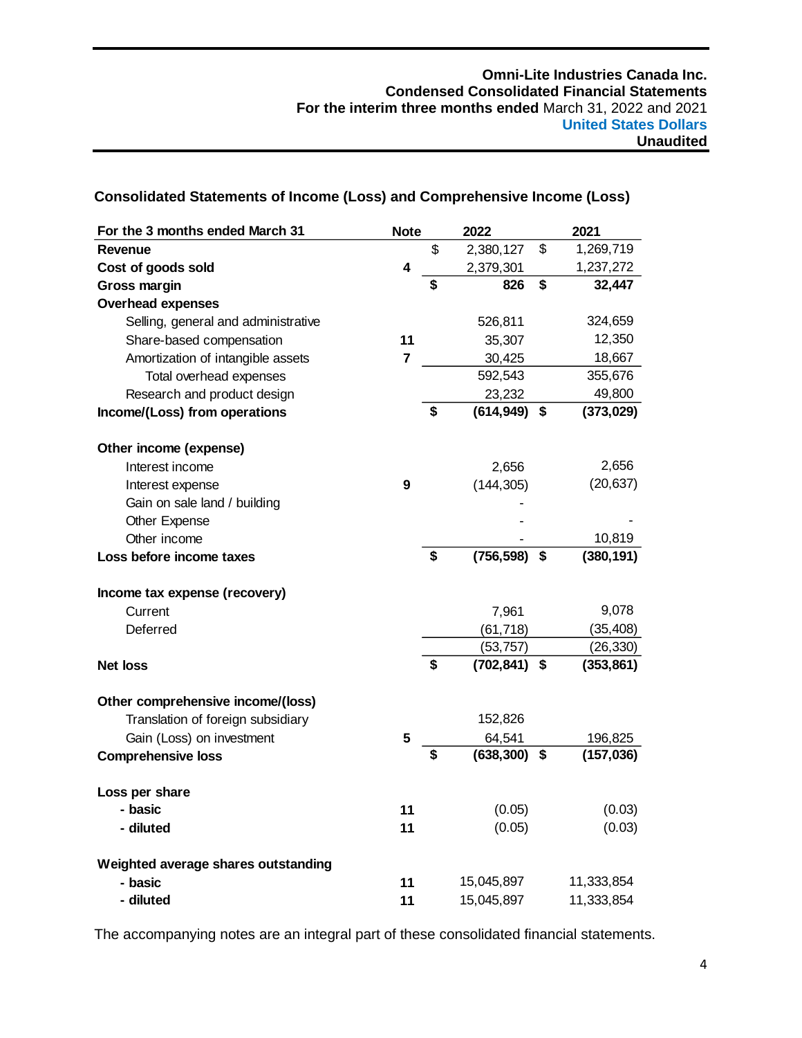**Omni-Lite Industries Canada Inc.**
**Condensed Consolidated Financial Statements**
**For the interim three months ended** March 31, 2022 and 2021
**United States Dollars**
**Unaudited**

## Consolidated Statements of Income (Loss) and Comprehensive Income (Loss)

| For the 3 months ended March 31 | Note | 2022 | 2021 |
|---|---|---|---|
| **Revenue** | | $ 2,380,127 | $ 1,269,719 |
| **Cost of goods sold** | **4** | 2,379,301 | 1,237,272 |
| **Gross margin** | | **$ 826** | **$ 32,447** |
| **Overhead expenses** | | | |
| Selling, general and administrative | | 526,811 | 324,659 |
| Share-based compensation | **11** | 35,307 | 12,350 |
| Amortization of intangible assets | **7** | 30,425 | 18,667 |
| Total overhead expenses | | 592,543 | 355,676 |
| Research and product design | | 23,232 | 49,800 |
| **Income/(Loss) from operations** | | **$ (614,949)** | **$ (373,029)** |
| | | | |
| **Other income (expense)** | | | |
| Interest income | | 2,656 | 2,656 |
| Interest expense | **9** | (144,305) | (20,637) |
| Gain on sale land / building | | - | |
| Other Expense | | - | - |
| Other income | | - | 10,819 |
| **Loss before income taxes** | | **$ (756,598)** | **$ (380,191)** |
| | | | |
| **Income tax expense (recovery)** | | | |
| Current | | 7,961 | 9,078 |
| Deferred | | (61,718) | (35,408) |
| | | (53,757) | (26,330) |
| **Net loss** | | **$ (702,841)** | **$ (353,861)** |
| | | | |
| **Other comprehensive income/(loss)** | | | |
| Translation of foreign subsidiary | | 152,826 | |
| Gain (Loss) on investment | **5** | 64,541 | 196,825 |
| **Comprehensive loss** | | **$ (638,300)** | **$ (157,036)** |
| | | | |
| **Loss per share** | | | |
| **- basic** | **11** | (0.05) | (0.03) |
| **- diluted** | **11** | (0.05) | (0.03) |
| | | | |
| **Weighted average shares outstanding** | | | |
| **- basic** | **11** | 15,045,897 | 11,333,854 |
| **- diluted** | **11** | 15,045,897 | 11,333,854 |

The accompanying notes are an integral part of these consolidated financial statements.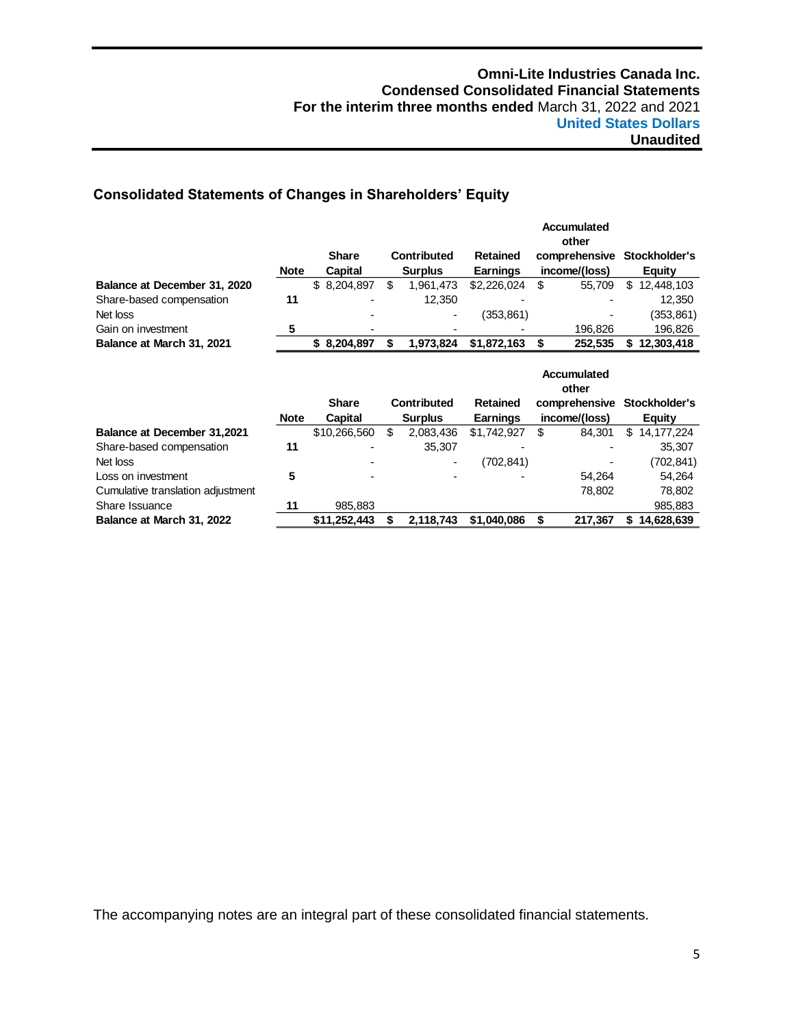Omni-Lite Industries Canada Inc.
Condensed Consolidated Financial Statements
For the interim three months ended March 31, 2022 and 2021
United States Dollars
Unaudited

## Consolidated Statements of Changes in Shareholders' Equity

| | Note | Share Capital | Contributed Surplus | Retained Earnings | Accumulated other comprehensive income/(loss) | Stockholder's Equity |
|---|---|---|---|---|---|---|
| **Balance at December 31, 2020** | | $ 8,204,897 | $ 1,961,473 | $2,226,024 | $ 55,709 | $ 12,448,103 |
| Share-based compensation | 11 | - | 12,350 | - | - | 12,350 |
| Net loss | | - | - | (353,861) | - | (353,861) |
| Gain on investment | 5 | - | - | - | 196,826 | 196,826 |
| **Balance at March 31, 2021** | | **$ 8,204,897** | **$ 1,973,824** | **$1,872,163** | **$ 252,535** | **$ 12,303,418** |

| | Note | Share Capital | Contributed Surplus | Retained Earnings | Accumulated other comprehensive income/(loss) | Stockholder's Equity |
|---|---|---|---|---|---|---|
| **Balance at December 31,2021** | | $10,266,560 | $ 2,083,436 | $1,742,927 | $ 84,301 | $ 14,177,224 |
| Share-based compensation | 11 | - | 35,307 | - | - | 35,307 |
| Net loss | | - | - | (702,841) | - | (702,841) |
| Loss on investment | 5 | - | - | - | 54,264 | 54,264 |
| Cumulative translation adjustment | | | | | 78,802 | 78,802 |
| Share Issuance | 11 | 985,883 | | | | 985,883 |
| **Balance at March 31, 2022** | | **$11,252,443** | **$ 2,118,743** | **$1,040,086** | **$ 217,367** | **$ 14,628,639** |

The accompanying notes are an integral part of these consolidated financial statements.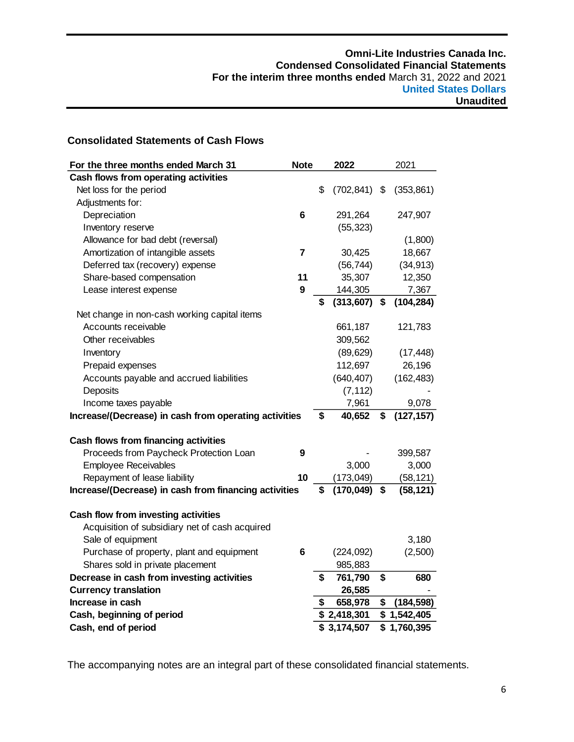**Omni-Lite Industries Canada Inc.**
**Condensed Consolidated Financial Statements**
**For the interim three months ended** March 31, 2022 and 2021
**United States Dollars**
**Unaudited**

### Consolidated Statements of Cash Flows

| For the three months ended March 31 | Note | 2022 | 2021 |
|---|---|---|---|
| **Cash flows from operating activities** | | | |
| Net loss for the period | | $ (702,841) | $ (353,861) |
| Adjustments for: | | | |
| Depreciation | 6 | 291,264 | 247,907 |
| Inventory reserve | | (55,323) | |
| Allowance for bad debt (reversal) | | | (1,800) |
| Amortization of intangible assets | 7 | 30,425 | 18,667 |
| Deferred tax (recovery) expense | | (56,744) | (34,913) |
| Share-based compensation | 11 | 35,307 | 12,350 |
| Lease interest expense | 9 | 144,305 | 7,367 |
| | | **$ (313,607)** | **$ (104,284)** |
| Net change in non-cash working capital items | | | |
| Accounts receivable | | 661,187 | 121,783 |
| Other receivables | | 309,562 | |
| Inventory | | (89,629) | (17,448) |
| Prepaid expenses | | 112,697 | 26,196 |
| Accounts payable and accrued liabilities | | (640,407) | (162,483) |
| Deposits | | (7,112) | - |
| Income taxes payable | | 7,961 | 9,078 |
| **Increase/(Decrease) in cash from operating activities** | | **$ 40,652** | **$ (127,157)** |
| | | | |
| **Cash flows from financing activities** | | | |
| Proceeds from Paycheck Protection Loan | 9 | - | 399,587 |
| Employee Receivables | | 3,000 | 3,000 |
| Repayment of lease liability | 10 | (173,049) | (58,121) |
| **Increase/(Decrease) in cash from financing activities** | | **$ (170,049)** | **$ (58,121)** |
| | | | |
| **Cash flow from investing activities** | | | |
| Acquisition of subsidiary net of cash acquired | | | |
| Sale of equipment | | | 3,180 |
| Purchase of property, plant and equipment | 6 | (224,092) | (2,500) |
| Shares sold in private placement | | 985,883 | |
| **Decrease in cash from investing activities** | | **$ 761,790** | **$ 680** |
| **Currency translation** | | **26,585** | **-** |
| **Increase in cash** | | **$ 658,978** | **$ (184,598)** |
| **Cash, beginning of period** | | **$ 2,418,301** | **$ 1,542,405** |
| **Cash, end of period** | | **$ 3,174,507** | **$ 1,760,395** |

The accompanying notes are an integral part of these consolidated financial statements.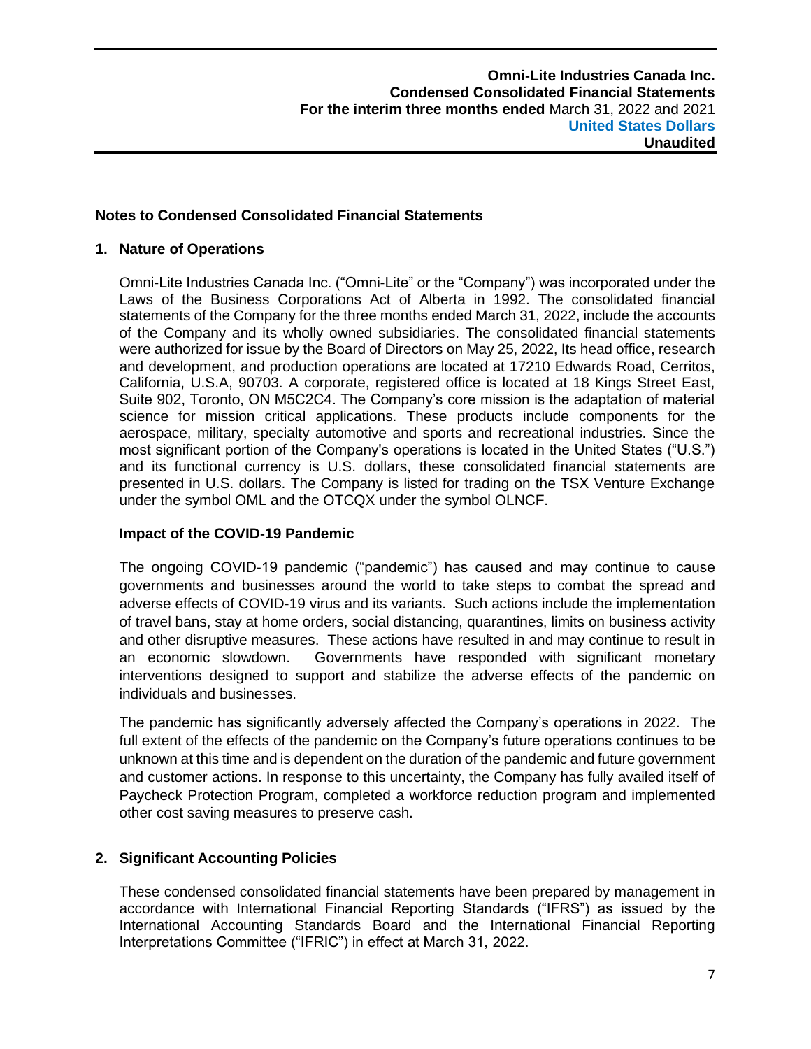## Notes to Condensed Consolidated Financial Statements

### 1. Nature of Operations

Omni-Lite Industries Canada Inc. ("Omni-Lite" or the "Company") was incorporated under the Laws of the Business Corporations Act of Alberta in 1992. The consolidated financial statements of the Company for the three months ended March 31, 2022, include the accounts of the Company and its wholly owned subsidiaries. The consolidated financial statements were authorized for issue by the Board of Directors on May 25, 2022, Its head office, research and development, and production operations are located at 17210 Edwards Road, Cerritos, California, U.S.A, 90703. A corporate, registered office is located at 18 Kings Street East, Suite 902, Toronto, ON M5C2C4. The Company's core mission is the adaptation of material science for mission critical applications. These products include components for the aerospace, military, specialty automotive and sports and recreational industries. Since the most significant portion of the Company's operations is located in the United States ("U.S.") and its functional currency is U.S. dollars, these consolidated financial statements are presented in U.S. dollars. The Company is listed for trading on the TSX Venture Exchange under the symbol OML and the OTCQX under the symbol OLNCF.

#### Impact of the COVID-19 Pandemic

The ongoing COVID-19 pandemic ("pandemic") has caused and may continue to cause governments and businesses around the world to take steps to combat the spread and adverse effects of COVID-19 virus and its variants. Such actions include the implementation of travel bans, stay at home orders, social distancing, quarantines, limits on business activity and other disruptive measures. These actions have resulted in and may continue to result in an economic slowdown. Governments have responded with significant monetary interventions designed to support and stabilize the adverse effects of the pandemic on individuals and businesses.

The pandemic has significantly adversely affected the Company's operations in 2022. The full extent of the effects of the pandemic on the Company's future operations continues to be unknown at this time and is dependent on the duration of the pandemic and future government and customer actions. In response to this uncertainty, the Company has fully availed itself of Paycheck Protection Program, completed a workforce reduction program and implemented other cost saving measures to preserve cash.

### 2. Significant Accounting Policies

These condensed consolidated financial statements have been prepared by management in accordance with International Financial Reporting Standards ("IFRS") as issued by the International Accounting Standards Board and the International Financial Reporting Interpretations Committee ("IFRIC") in effect at March 31, 2022.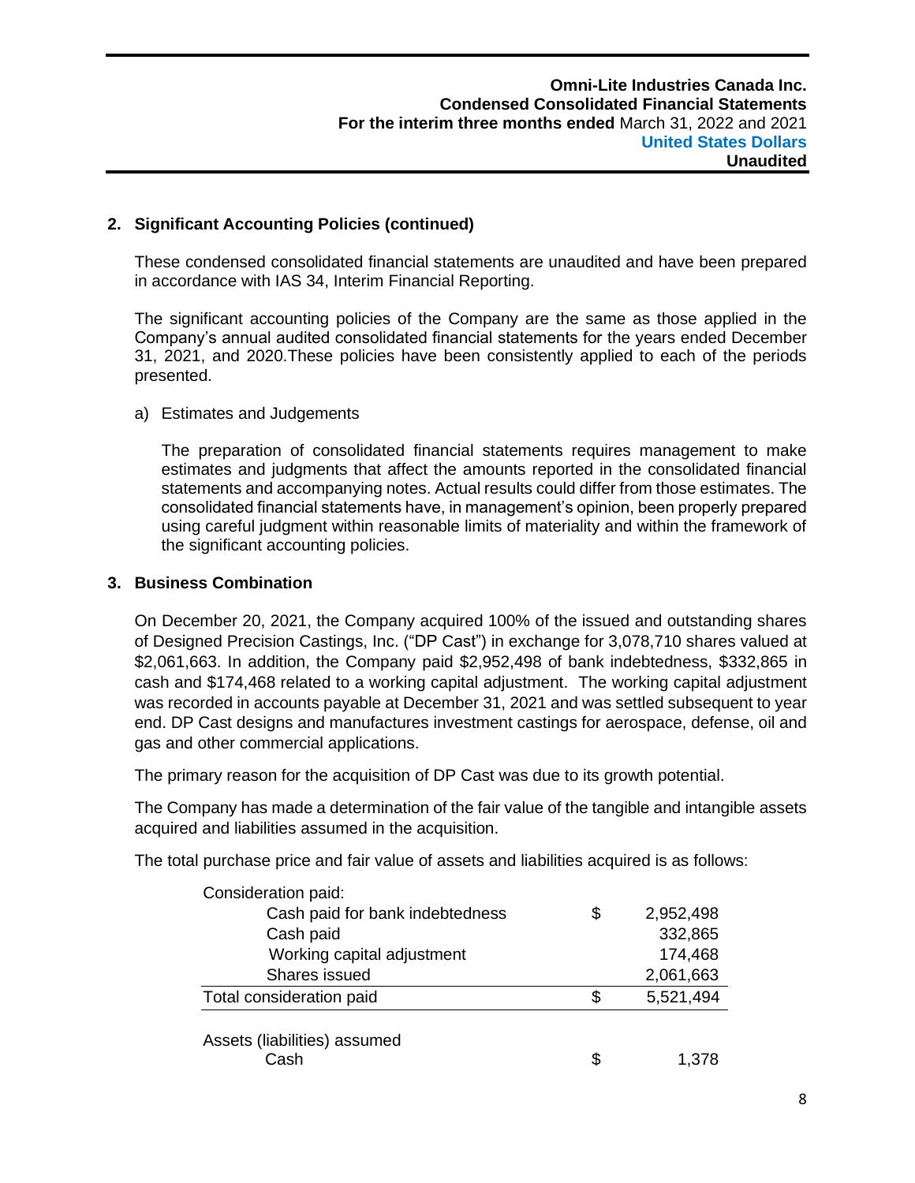## 2. Significant Accounting Policies (continued)

These condensed consolidated financial statements are unaudited and have been prepared in accordance with IAS 34, Interim Financial Reporting.

The significant accounting policies of the Company are the same as those applied in the Company's annual audited consolidated financial statements for the years ended December 31, 2021, and 2020.These policies have been consistently applied to each of the periods presented.

a) Estimates and Judgements

The preparation of consolidated financial statements requires management to make estimates and judgments that affect the amounts reported in the consolidated financial statements and accompanying notes. Actual results could differ from those estimates. The consolidated financial statements have, in management's opinion, been properly prepared using careful judgment within reasonable limits of materiality and within the framework of the significant accounting policies.

## 3. Business Combination

On December 20, 2021, the Company acquired 100% of the issued and outstanding shares of Designed Precision Castings, Inc. ("DP Cast") in exchange for 3,078,710 shares valued at $2,061,663. In addition, the Company paid $2,952,498 of bank indebtedness, $332,865 in cash and $174,468 related to a working capital adjustment. The working capital adjustment was recorded in accounts payable at December 31, 2021 and was settled subsequent to year end. DP Cast designs and manufactures investment castings for aerospace, defense, oil and gas and other commercial applications.

The primary reason for the acquisition of DP Cast was due to its growth potential.

The Company has made a determination of the fair value of the tangible and intangible assets acquired and liabilities assumed in the acquisition.

The total purchase price and fair value of assets and liabilities acquired is as follows:

| | | |
|---|---|---|
| Consideration paid: | | |
| Cash paid for bank indebtedness | $ | 2,952,498 |
| Cash paid | | 332,865 |
| Working capital adjustment | | 174,468 |
| Shares issued | | 2,061,663 |
| Total consideration paid | $ | 5,521,494 |
| | | |
| Assets (liabilities) assumed | | |
| Cash | $ | 1,378 |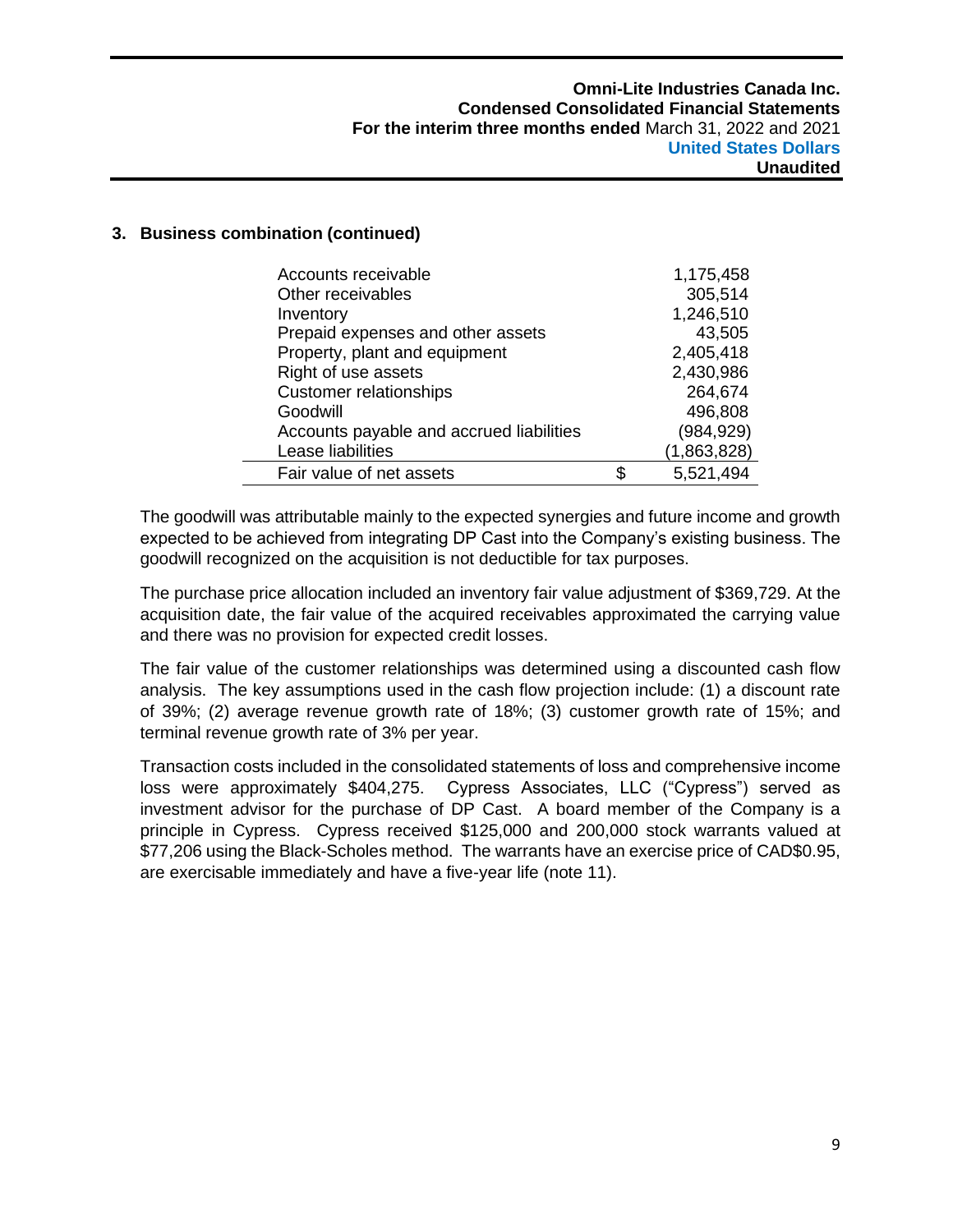## 3. Business combination (continued)

| | | |
|---|---|---|
| Accounts receivable | | 1,175,458 |
| Other receivables | | 305,514 |
| Inventory | | 1,246,510 |
| Prepaid expenses and other assets | | 43,505 |
| Property, plant and equipment | | 2,405,418 |
| Right of use assets | | 2,430,986 |
| Customer relationships | | 264,674 |
| Goodwill | | 496,808 |
| Accounts payable and accrued liabilities | | (984,929) |
| Lease liabilities | | (1,863,828) |
| Fair value of net assets | $ | 5,521,494 |

The goodwill was attributable mainly to the expected synergies and future income and growth expected to be achieved from integrating DP Cast into the Company's existing business. The goodwill recognized on the acquisition is not deductible for tax purposes.

The purchase price allocation included an inventory fair value adjustment of $369,729. At the acquisition date, the fair value of the acquired receivables approximated the carrying value and there was no provision for expected credit losses.

The fair value of the customer relationships was determined using a discounted cash flow analysis. The key assumptions used in the cash flow projection include: (1) a discount rate of 39%; (2) average revenue growth rate of 18%; (3) customer growth rate of 15%; and terminal revenue growth rate of 3% per year.

Transaction costs included in the consolidated statements of loss and comprehensive income loss were approximately $404,275. Cypress Associates, LLC ("Cypress") served as investment advisor for the purchase of DP Cast. A board member of the Company is a principle in Cypress. Cypress received $125,000 and 200,000 stock warrants valued at $77,206 using the Black-Scholes method. The warrants have an exercise price of CAD$0.95, are exercisable immediately and have a five-year life (note 11).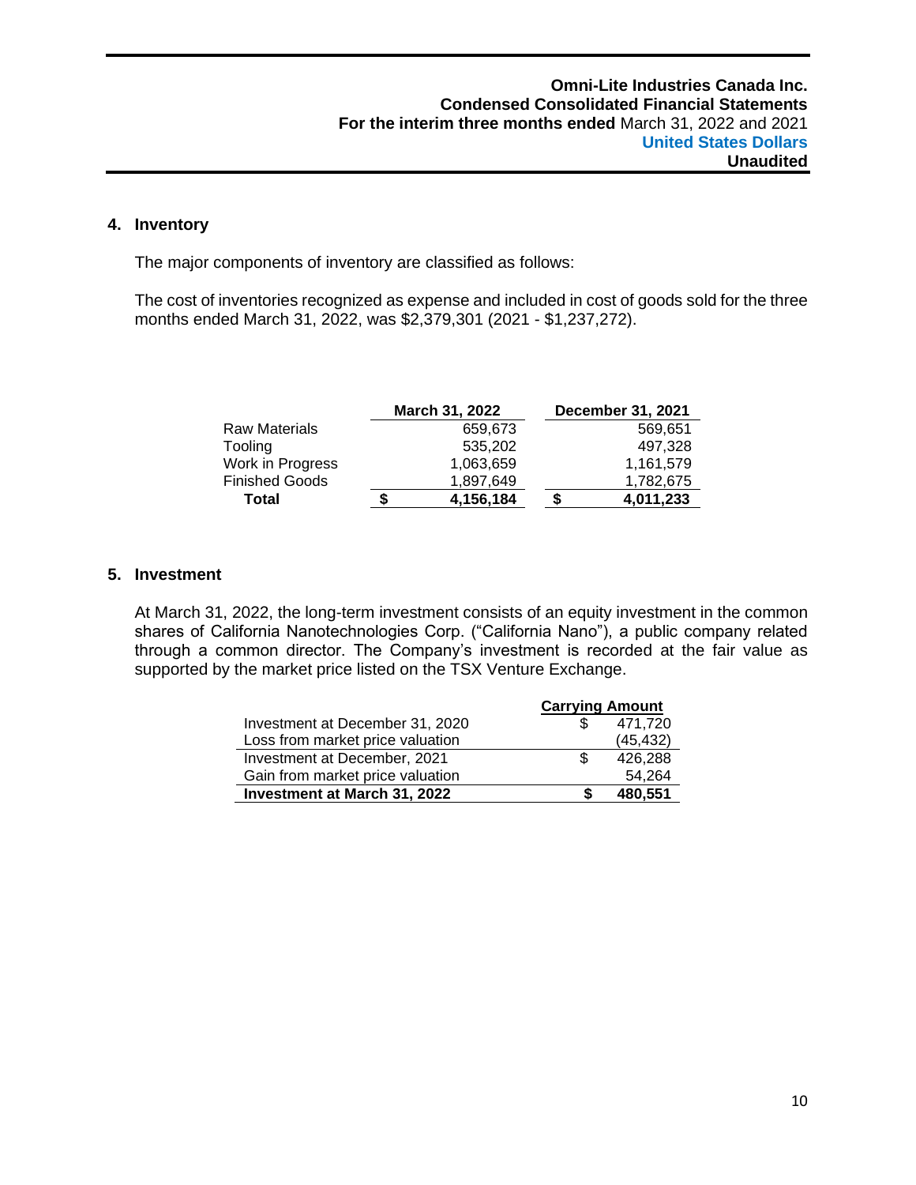## 4. Inventory

The major components of inventory are classified as follows:

The cost of inventories recognized as expense and included in cost of goods sold for the three months ended March 31, 2022, was $2,379,301 (2021 - $1,237,272).

| | March 31, 2022 | December 31, 2021 |
|---|---|---|
| Raw Materials | 659,673 | 569,651 |
| Tooling | 535,202 | 497,328 |
| Work in Progress | 1,063,659 | 1,161,579 |
| Finished Goods | 1,897,649 | 1,782,675 |
| **Total** | **$ 4,156,184** | **$ 4,011,233** |

## 5. Investment

At March 31, 2022, the long-term investment consists of an equity investment in the common shares of California Nanotechnologies Corp. ("California Nano"), a public company related through a common director. The Company's investment is recorded at the fair value as supported by the market price listed on the TSX Venture Exchange.

| | Carrying Amount |
|---|---|
| Investment at December 31, 2020 | $ 471,720 |
| Loss from market price valuation | (45,432) |
| Investment at December, 2021 | $ 426,288 |
| Gain from market price valuation | 54,264 |
| **Investment at March 31, 2022** | **$ 480,551** |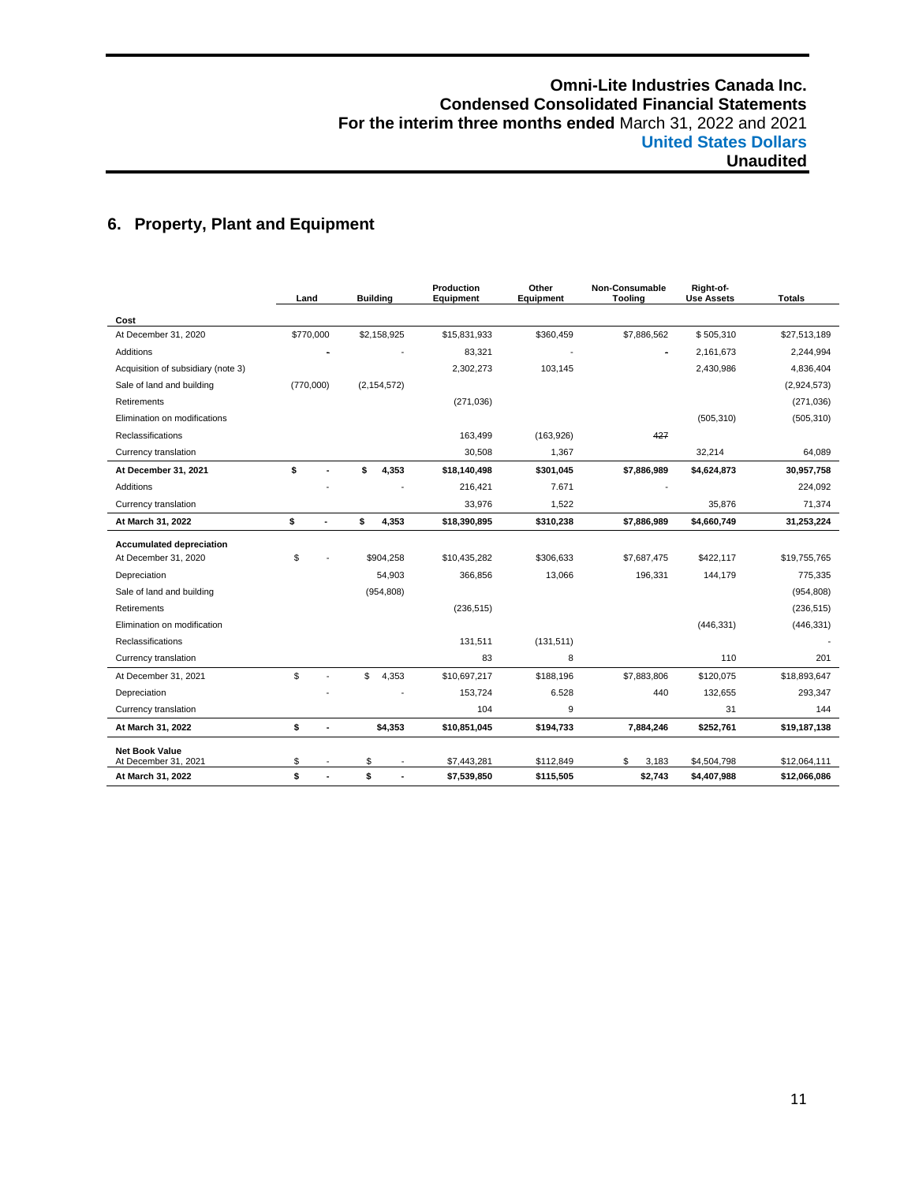## 6. Property, Plant and Equipment

| | Land | Building | Production Equipment | Other Equipment | Non-Consumable Tooling | Right-of-Use Assets | Totals |
|---|---|---|---|---|---|---|---|
| **Cost** | | | | | | | |
| At December 31, 2020 | $770,000 | $2,158,925 | $15,831,933 | $360,459 | $7,886,562 | $ 505,310 | $27,513,189 |
| Additions | - | - | 83,321 | - | - | 2,161,673 | 2,244,994 |
| Acquisition of subsidiary (note 3) | | | 2,302,273 | 103,145 | | 2,430,986 | 4,836,404 |
| Sale of land and building | (770,000) | (2,154,572) | | | | | (2,924,573) |
| Retirements | | | (271,036) | | | | (271,036) |
| Elimination on modifications | | | | | | (505,310) | (505,310) |
| Reclassifications | | | 163,499 | (163,926) | 427 | | |
| Currency translation | | | 30,508 | 1,367 | | 32,214 | 64,089 |
| **At December 31, 2021** | **$ -** | **$ 4,353** | **$18,140,498** | **$301,045** | **$7,886,989** | **$4,624,873** | **30,957,758** |
| Additions | - | - | 216,421 | 7.671 | - | | 224,092 |
| Currency translation | | | 33,976 | 1,522 | | 35,876 | 71,374 |
| **At March 31, 2022** | **$ -** | **$ 4,353** | **$18,390,895** | **$310,238** | **$7,886,989** | **$4,660,749** | **31,253,224** |
| **Accumulated depreciation** | | | | | | | |
| At December 31, 2020 | $ - | $904,258 | $10,435,282 | $306,633 | $7,687,475 | $422,117 | $19,755,765 |
| Depreciation | | 54,903 | 366,856 | 13,066 | 196,331 | 144,179 | 775,335 |
| Sale of land and building | | (954,808) | | | | | (954,808) |
| Retirements | | | (236,515) | | | | (236,515) |
| Elimination on modification | | | | | | (446,331) | (446,331) |
| Reclassifications | | | 131,511 | (131,511) | | | - |
| Currency translation | | | 83 | 8 | | 110 | 201 |
| At December 31, 2021 | $ - | $ 4,353 | $10,697,217 | $188,196 | $7,883,806 | $120,075 | $18,893,647 |
| Depreciation | - | - | 153,724 | 6.528 | 440 | 132,655 | 293,347 |
| Currency translation | | | 104 | 9 | | 31 | 144 |
| **At March 31, 2022** | **$ -** | **$4,353** | **$10,851,045** | **$194,733** | **7,884,246** | **$252,761** | **$19,187,138** |
| **Net Book Value** At December 31, 2021 | $ - | $ - | $7,443,281 | $112,849 | $ 3,183 | $4,504,798 | $12,064,111 |
| **At March 31, 2022** | **$ -** | **$ -** | **$7,539,850** | **$115,505** | **$2,743** | **$4,407,988** | **$12,066,086** |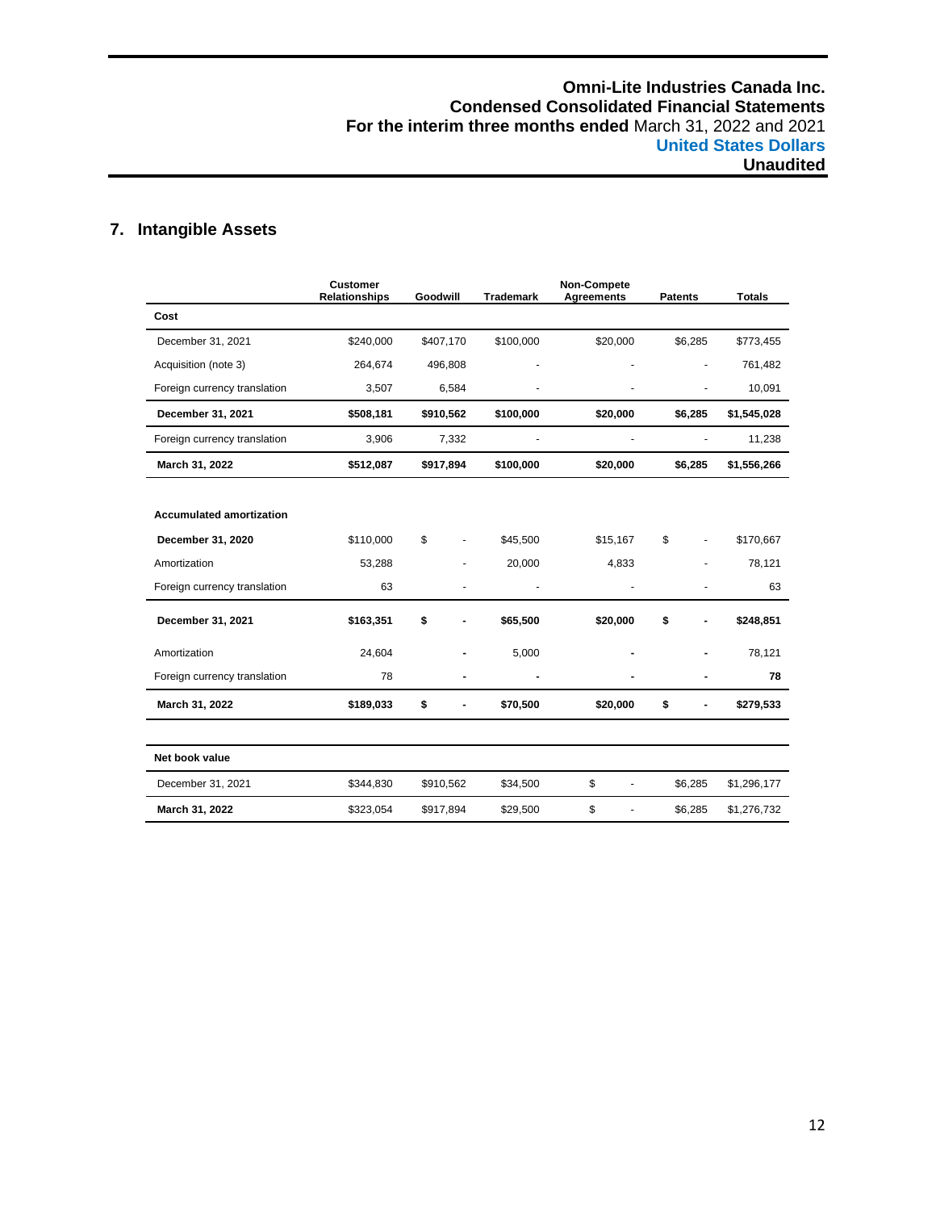## 7. Intangible Assets

| | Customer Relationships | Goodwill | Trademark | Non-Compete Agreements | Patents | Totals |
|---|---|---|---|---|---|---|
| **Cost** | | | | | | |
| December 31, 2021 | $240,000 | $407,170 | $100,000 | $20,000 | $6,285 | $773,455 |
| Acquisition (note 3) | 264,674 | 496,808 | - | - | - | 761,482 |
| Foreign currency translation | 3,507 | 6,584 | - | - | - | 10,091 |
| **December 31, 2021** | **$508,181** | **$910,562** | **$100,000** | **$20,000** | **$6,285** | **$1,545,028** |
| Foreign currency translation | 3,906 | 7,332 | - | - | - | 11,238 |
| **March 31, 2022** | **$512,087** | **$917,894** | **$100,000** | **$20,000** | **$6,285** | **$1,556,266** |
| | | | | | | |
| **Accumulated amortization** | | | | | | |
| **December 31, 2020** | $110,000 | $ - | $45,500 | $15,167 | $ - | $170,667 |
| Amortization | 53,288 | - | 20,000 | 4,833 | - | 78,121 |
| Foreign currency translation | 63 | - | - | - | - | 63 |
| **December 31, 2021** | **$163,351** | **$ -** | **$65,500** | **$20,000** | **$ -** | **$248,851** |
| Amortization | 24,604 | - | 5,000 | - | - | 78,121 |
| Foreign currency translation | 78 | - | - | - | - | **78** |
| **March 31, 2022** | **$189,033** | **$ -** | **$70,500** | **$20,000** | **$ -** | **$279,533** |
| | | | | | | |
| **Net book value** | | | | | | |
| December 31, 2021 | $344,830 | $910,562 | $34,500 | $ - | $6,285 | $1,296,177 |
| **March 31, 2022** | $323,054 | $917,894 | $29,500 | $ - | $6,285 | $1,276,732 |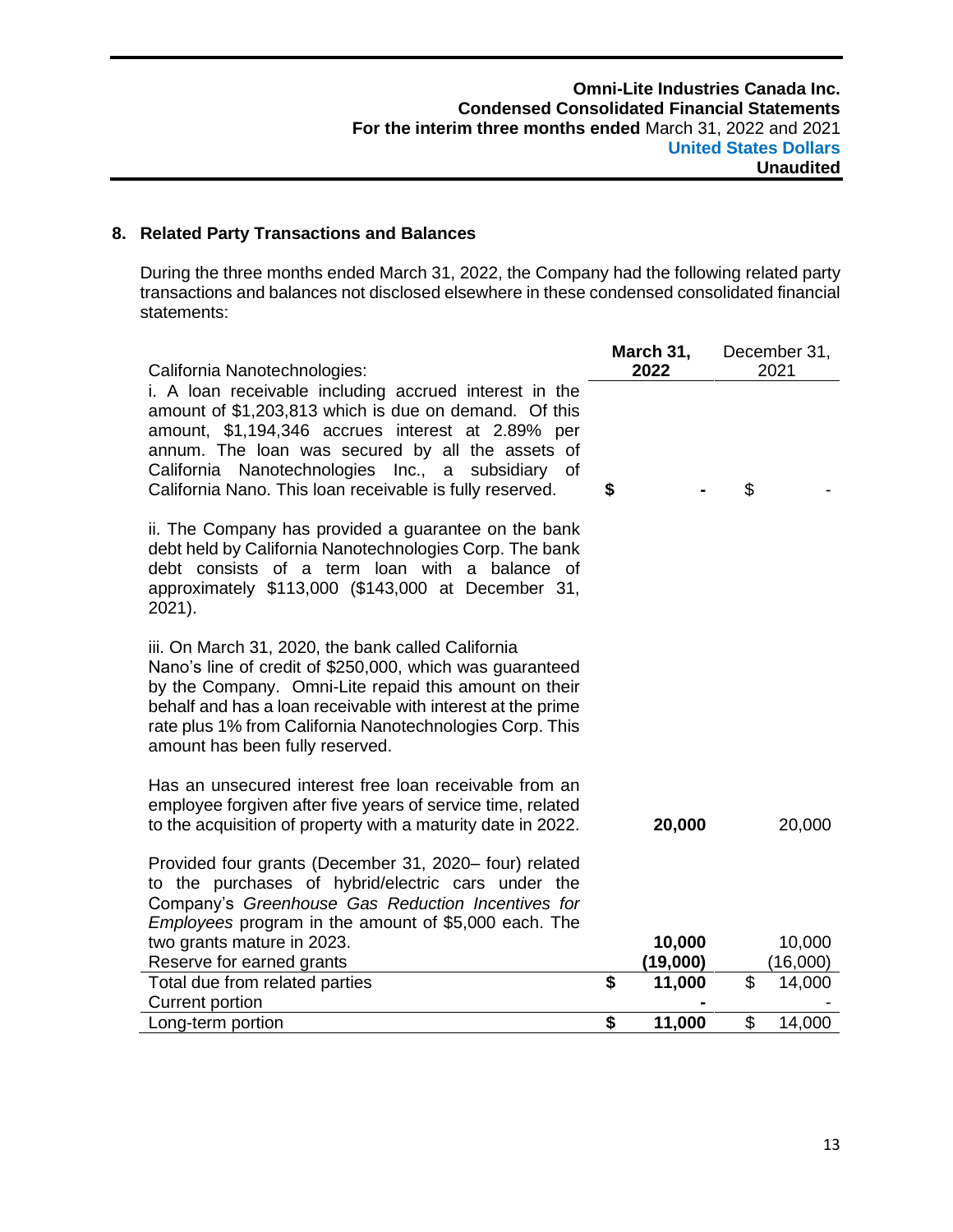## 8. Related Party Transactions and Balances

During the three months ended March 31, 2022, the Company had the following related party transactions and balances not disclosed elsewhere in these condensed consolidated financial statements:

| California Nanotechnologies: | **March 31, 2022** | December 31, 2021 |
|---|---|---|
| i. A loan receivable including accrued interest in the amount of $1,203,813 which is due on demand. Of this amount, $1,194,346 accrues interest at 2.89% per annum. The loan was secured by all the assets of California Nanotechnologies Inc., a subsidiary of California Nano. This loan receivable is fully reserved. | **$ -** | $ - |
| ii. The Company has provided a guarantee on the bank debt held by California Nanotechnologies Corp. The bank debt consists of a term loan with a balance of approximately $113,000 ($143,000 at December 31, 2021). | | |
| iii. On March 31, 2020, the bank called California Nano's line of credit of $250,000, which was guaranteed by the Company. Omni-Lite repaid this amount on their behalf and has a loan receivable with interest at the prime rate plus 1% from California Nanotechnologies Corp. This amount has been fully reserved. | | |
| Has an unsecured interest free loan receivable from an employee forgiven after five years of service time, related to the acquisition of property with a maturity date in 2022. | **20,000** | 20,000 |
| Provided four grants (December 31, 2020– four) related to the purchases of hybrid/electric cars under the Company's *Greenhouse Gas Reduction Incentives for Employees* program in the amount of $5,000 each. The two grants mature in 2023. | **10,000** | 10,000 |
| Reserve for earned grants | **(19,000)** | (16,000) |
| Total due from related parties | **$ 11,000** | $ 14,000 |
| Current portion | **-** | - |
| Long-term portion | **$ 11,000** | $ 14,000 |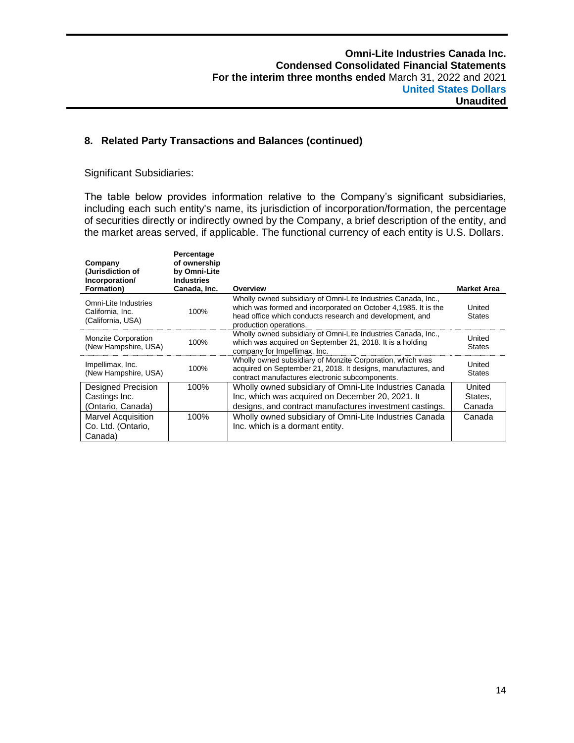## 8. Related Party Transactions and Balances (continued)

Significant Subsidiaries:

The table below provides information relative to the Company's significant subsidiaries, including each such entity's name, its jurisdiction of incorporation/formation, the percentage of securities directly or indirectly owned by the Company, a brief description of the entity, and the market areas served, if applicable. The functional currency of each entity is U.S. Dollars.

| Company (Jurisdiction of Incorporation/ Formation) | Percentage of ownership by Omni-Lite Industries Canada, Inc. | Overview | Market Area |
|---|---|---|---|
| Omni-Lite Industries California, Inc. (California, USA) | 100% | Wholly owned subsidiary of Omni-Lite Industries Canada, Inc., which was formed and incorporated on October 4,1985. It is the head office which conducts research and development, and production operations. | United States |
| Monzite Corporation (New Hampshire, USA) | 100% | Wholly owned subsidiary of Omni-Lite Industries Canada, Inc., which was acquired on September 21, 2018. It is a holding company for Impellimax, Inc. | United States |
| Impellimax, Inc. (New Hampshire, USA) | 100% | Wholly owned subsidiary of Monzite Corporation, which was acquired on September 21, 2018. It designs, manufactures, and contract manufactures electronic subcomponents. | United States |
| Designed Precision Castings Inc. (Ontario, Canada) | 100% | Wholly owned subsidiary of Omni-Lite Industries Canada Inc, which was acquired on December 20, 2021. It designs, and contract manufactures investment castings. | United States, Canada |
| Marvel Acquisition Co. Ltd. (Ontario, Canada) | 100% | Wholly owned subsidiary of Omni-Lite Industries Canada Inc. which is a dormant entity. | Canada |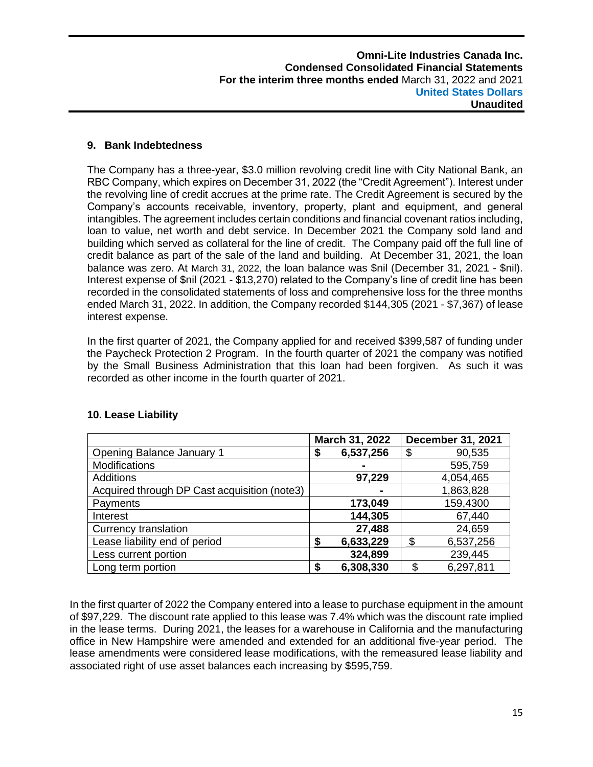## 9. Bank Indebtedness

The Company has a three-year, $3.0 million revolving credit line with City National Bank, an RBC Company, which expires on December 31, 2022 (the "Credit Agreement"). Interest under the revolving line of credit accrues at the prime rate. The Credit Agreement is secured by the Company's accounts receivable, inventory, property, plant and equipment, and general intangibles. The agreement includes certain conditions and financial covenant ratios including, loan to value, net worth and debt service. In December 2021 the Company sold land and building which served as collateral for the line of credit. The Company paid off the full line of credit balance as part of the sale of the land and building. At December 31, 2021, the loan balance was zero. At March 31, 2022, the loan balance was $nil (December 31, 2021 - $nil). Interest expense of $nil (2021 - $13,270) related to the Company's line of credit line has been recorded in the consolidated statements of loss and comprehensive loss for the three months ended March 31, 2022. In addition, the Company recorded $144,305 (2021 - $7,367) of lease interest expense.

In the first quarter of 2021, the Company applied for and received $399,587 of funding under the Paycheck Protection 2 Program. In the fourth quarter of 2021 the company was notified by the Small Business Administration that this loan had been forgiven. As such it was recorded as other income in the fourth quarter of 2021.

## 10. Lease Liability

| | March 31, 2022 | December 31, 2021 |
|---|---|---|
| Opening Balance January 1 | **$ 6,537,256** | $ 90,535 |
| Modifications | **-** | 595,759 |
| Additions | **97,229** | 4,054,465 |
| Acquired through DP Cast acquisition (note3) | **-** | 1,863,828 |
| Payments | **173,049** | 159,4300 |
| Interest | **144,305** | 67,440 |
| Currency translation | **27,488** | 24,659 |
| Lease liability end of period | **$ 6,633,229** | $ 6,537,256 |
| Less current portion | **324,899** | 239,445 |
| Long term portion | **$ 6,308,330** | $ 6,297,811 |

In the first quarter of 2022 the Company entered into a lease to purchase equipment in the amount of $97,229. The discount rate applied to this lease was 7.4% which was the discount rate implied in the lease terms. During 2021, the leases for a warehouse in California and the manufacturing office in New Hampshire were amended and extended for an additional five-year period. The lease amendments were considered lease modifications, with the remeasured lease liability and associated right of use asset balances each increasing by $595,759.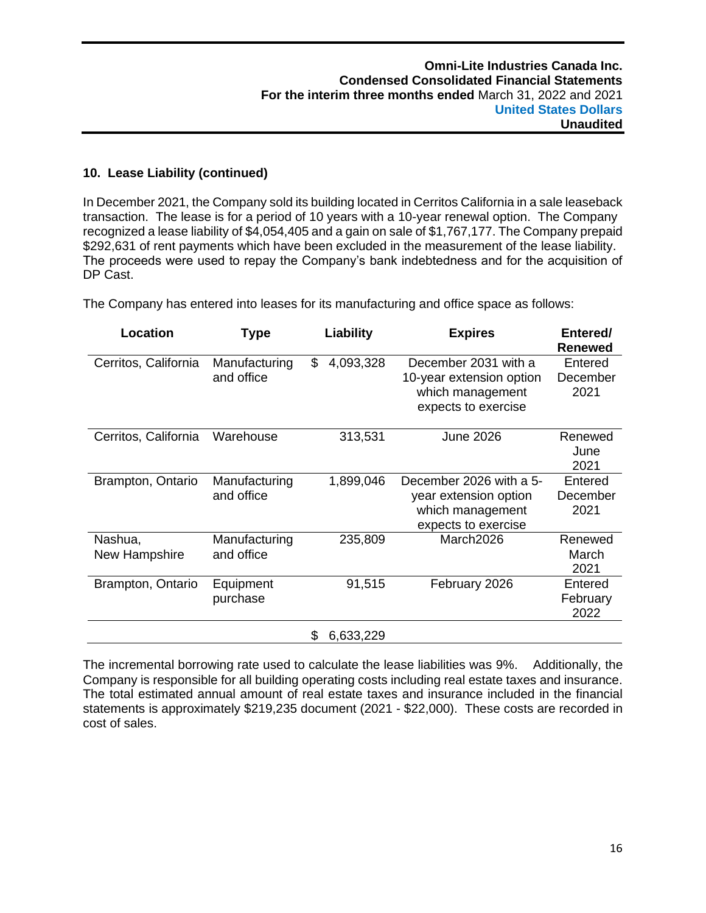## 10. Lease Liability (continued)

In December 2021, the Company sold its building located in Cerritos California in a sale leaseback transaction. The lease is for a period of 10 years with a 10-year renewal option. The Company recognized a lease liability of $4,054,405 and a gain on sale of $1,767,177. The Company prepaid $292,631 of rent payments which have been excluded in the measurement of the lease liability. The proceeds were used to repay the Company's bank indebtedness and for the acquisition of DP Cast.

The Company has entered into leases for its manufacturing and office space as follows:

| Location | Type | Liability | Expires | Entered/ Renewed |
|---|---|---|---|---|
| Cerritos, California | Manufacturing and office | $ 4,093,328 | December 2031 with a 10-year extension option which management expects to exercise | Entered December 2021 |
| Cerritos, California | Warehouse | 313,531 | June 2026 | Renewed June 2021 |
| Brampton, Ontario | Manufacturing and office | 1,899,046 | December 2026 with a 5-year extension option which management expects to exercise | Entered December 2021 |
| Nashua, New Hampshire | Manufacturing and office | 235,809 | March2026 | Renewed March 2021 |
| Brampton, Ontario | Equipment purchase | 91,515 | February 2026 | Entered February 2022 |
| | | $ 6,633,229 | | |

The incremental borrowing rate used to calculate the lease liabilities was 9%. Additionally, the Company is responsible for all building operating costs including real estate taxes and insurance. The total estimated annual amount of real estate taxes and insurance included in the financial statements is approximately $219,235 document (2021 - $22,000). These costs are recorded in cost of sales.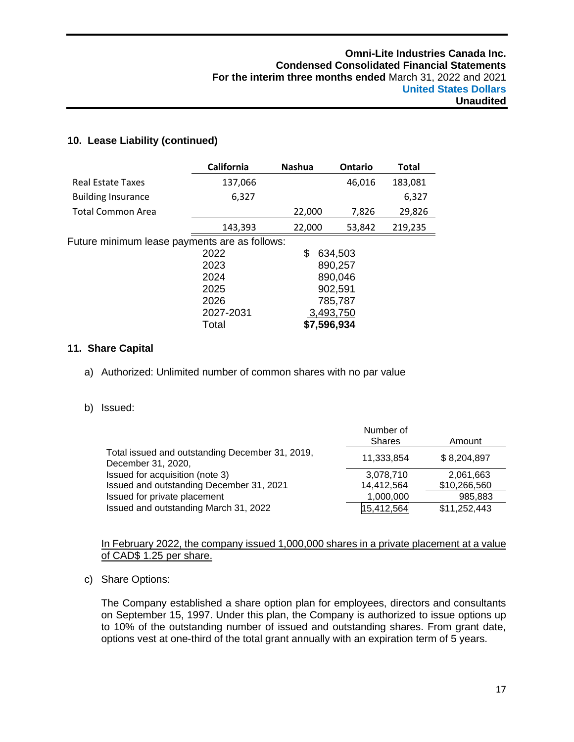## 10. Lease Liability (continued)

| | California | Nashua | Ontario | Total |
|---|---|---|---|---|
| Real Estate Taxes | 137,066 | | 46,016 | 183,081 |
| Building Insurance | 6,327 | | | 6,327 |
| Total Common Area | | 22,000 | 7,826 | 29,826 |
| | 143,393 | 22,000 | 53,842 | 219,235 |

Future minimum lease payments are as follows:

| | |
|---|---|
| 2022 | $ 634,503 |
| 2023 | 890,257 |
| 2024 | 890,046 |
| 2025 | 902,591 |
| 2026 | 785,787 |
| 2027-2031 | 3,493,750 |
| Total | **$7,596,934** |

## 11. Share Capital

a) Authorized: Unlimited number of common shares with no par value

b) Issued:

| | Number of Shares | Amount |
|---|---|---|
| Total issued and outstanding December 31, 2019, December 31, 2020, | 11,333,854 | $ 8,204,897 |
| Issued for acquisition (note 3) | 3,078,710 | 2,061,663 |
| Issued and outstanding December 31, 2021 | 14,412,564 | $10,266,560 |
| Issued for private placement | 1,000,000 | 985,883 |
| Issued and outstanding March 31, 2022 | 15,412,564 | $11,252,443 |

In February 2022, the company issued 1,000,000 shares in a private placement at a value of CAD$ 1.25 per share.

c) Share Options:

The Company established a share option plan for employees, directors and consultants on September 15, 1997. Under this plan, the Company is authorized to issue options up to 10% of the outstanding number of issued and outstanding shares. From grant date, options vest at one-third of the total grant annually with an expiration term of 5 years.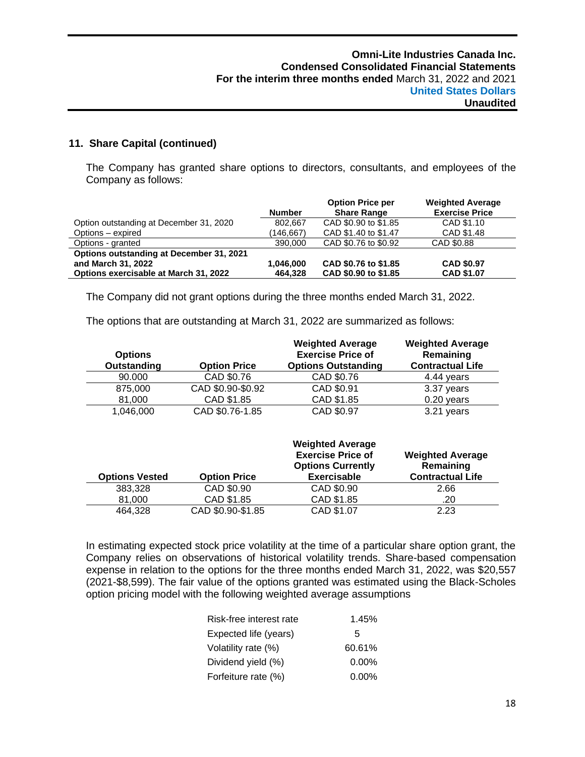## 11. Share Capital (continued)

The Company has granted share options to directors, consultants, and employees of the Company as follows:

| | Number | Option Price per Share Range | Weighted Average Exercise Price |
|---|---|---|---|
| Option outstanding at December 31, 2020 | 802,667 | CAD $0.90 to $1.85 | CAD $1.10 |
| Options – expired | (146,667) | CAD $1.40 to $1.47 | CAD $1.48 |
| Options - granted | 390,000 | CAD $0.76 to $0.92 | CAD $0.88 |
| **Options outstanding at December 31, 2021 and March 31, 2022** | **1,046,000** | **CAD $0.76 to $1.85** | **CAD $0.97** |
| **Options exercisable at March 31, 2022** | **464,328** | **CAD $0.90 to $1.85** | **CAD $1.07** |

The Company did not grant options during the three months ended March 31, 2022.

The options that are outstanding at March 31, 2022 are summarized as follows:

| Options Outstanding | Option Price | Weighted Average Exercise Price of Options Outstanding | Weighted Average Remaining Contractual Life |
|---|---|---|---|
| 90.000 | CAD $0.76 | CAD $0.76 | 4.44 years |
| 875,000 | CAD $0.90-$0.92 | CAD $0.91 | 3.37 years |
| 81,000 | CAD $1.85 | CAD $1.85 | 0.20 years |
| 1,046,000 | CAD $0.76-1.85 | CAD $0.97 | 3.21 years |

| Options Vested | Option Price | Weighted Average Exercise Price of Options Currently Exercisable | Weighted Average Remaining Contractual Life |
|---|---|---|---|
| 383,328 | CAD $0.90 | CAD $0.90 | 2.66 |
| 81,000 | CAD $1.85 | CAD $1.85 | .20 |
| 464,328 | CAD $0.90-$1.85 | CAD $1.07 | 2.23 |

In estimating expected stock price volatility at the time of a particular share option grant, the Company relies on observations of historical volatility trends. Share-based compensation expense in relation to the options for the three months ended March 31, 2022, was $20,557 (2021-$8,599). The fair value of the options granted was estimated using the Black-Scholes option pricing model with the following weighted average assumptions

| | |
|---|---|
| Risk-free interest rate | 1.45% |
| Expected life (years) | 5 |
| Volatility rate (%) | 60.61% |
| Dividend yield (%) | 0.00% |
| Forfeiture rate (%) | 0.00% |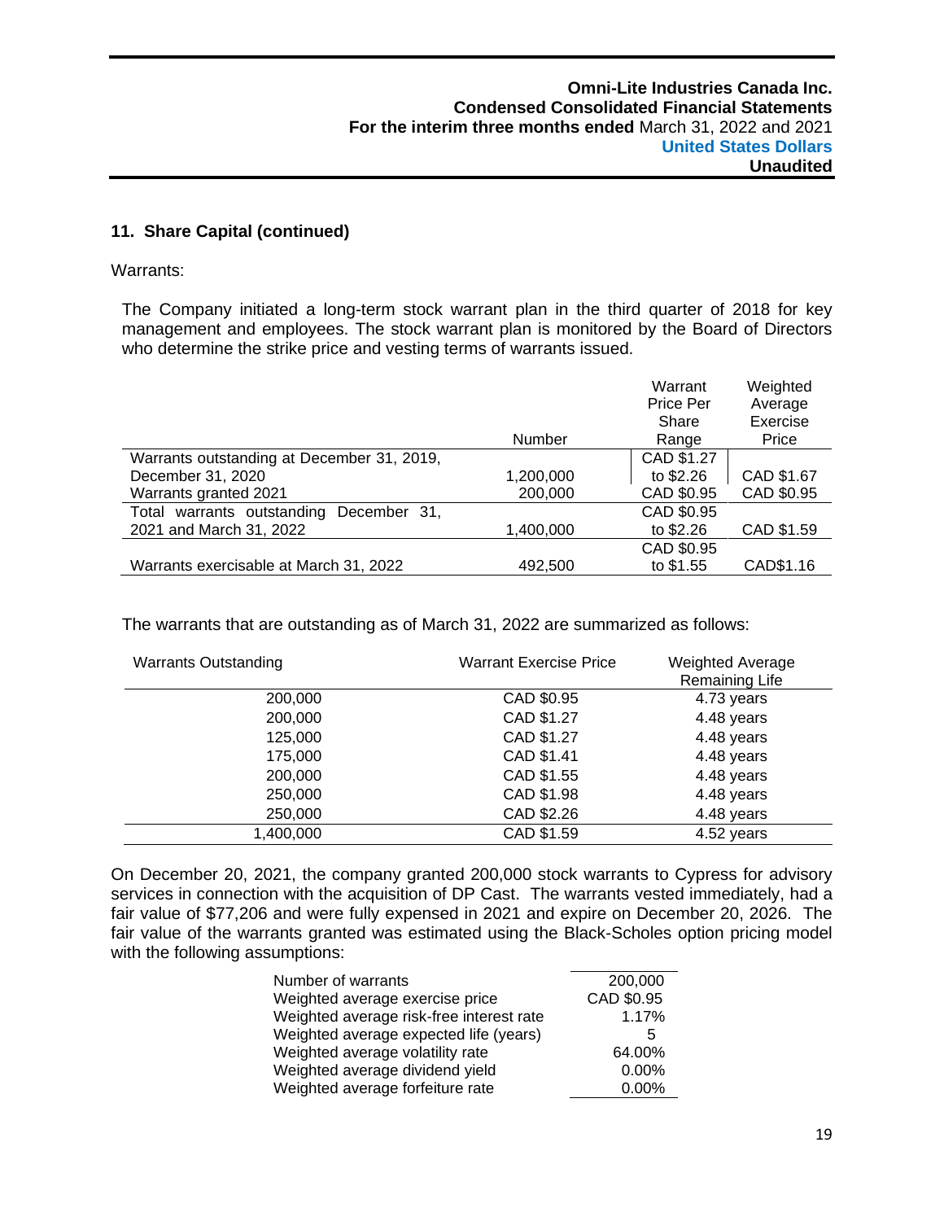## 11. Share Capital (continued)

Warrants:

The Company initiated a long-term stock warrant plan in the third quarter of 2018 for key management and employees. The stock warrant plan is monitored by the Board of Directors who determine the strike price and vesting terms of warrants issued.

| | Number | Warrant Price Per Share Range | Weighted Average Exercise Price |
|---|---|---|---|
| Warrants outstanding at December 31, 2019, December 31, 2020 | 1,200,000 | CAD $1.27 to $2.26 | CAD $1.67 |
| Warrants granted 2021 | 200,000 | CAD $0.95 | CAD $0.95 |
| Total warrants outstanding December 31, 2021 and March 31, 2022 | 1,400,000 | CAD $0.95 to $2.26 | CAD $1.59 |
| Warrants exercisable at March 31, 2022 | 492,500 | CAD $0.95 to $1.55 | CAD$1.16 |

The warrants that are outstanding as of March 31, 2022 are summarized as follows:

| Warrants Outstanding | Warrant Exercise Price | Weighted Average Remaining Life |
|---|---|---|
| 200,000 | CAD $0.95 | 4.73 years |
| 200,000 | CAD $1.27 | 4.48 years |
| 125,000 | CAD $1.27 | 4.48 years |
| 175,000 | CAD $1.41 | 4.48 years |
| 200,000 | CAD $1.55 | 4.48 years |
| 250,000 | CAD $1.98 | 4.48 years |
| 250,000 | CAD $2.26 | 4.48 years |
| 1,400,000 | CAD $1.59 | 4.52 years |

On December 20, 2021, the company granted 200,000 stock warrants to Cypress for advisory services in connection with the acquisition of DP Cast. The warrants vested immediately, had a fair value of $77,206 and were fully expensed in 2021 and expire on December 20, 2026. The fair value of the warrants granted was estimated using the Black-Scholes option pricing model with the following assumptions:

| | |
|---|---|
| Number of warrants | 200,000 |
| Weighted average exercise price | CAD $0.95 |
| Weighted average risk-free interest rate | 1.17% |
| Weighted average expected life (years) | 5 |
| Weighted average volatility rate | 64.00% |
| Weighted average dividend yield | 0.00% |
| Weighted average forfeiture rate | 0.00% |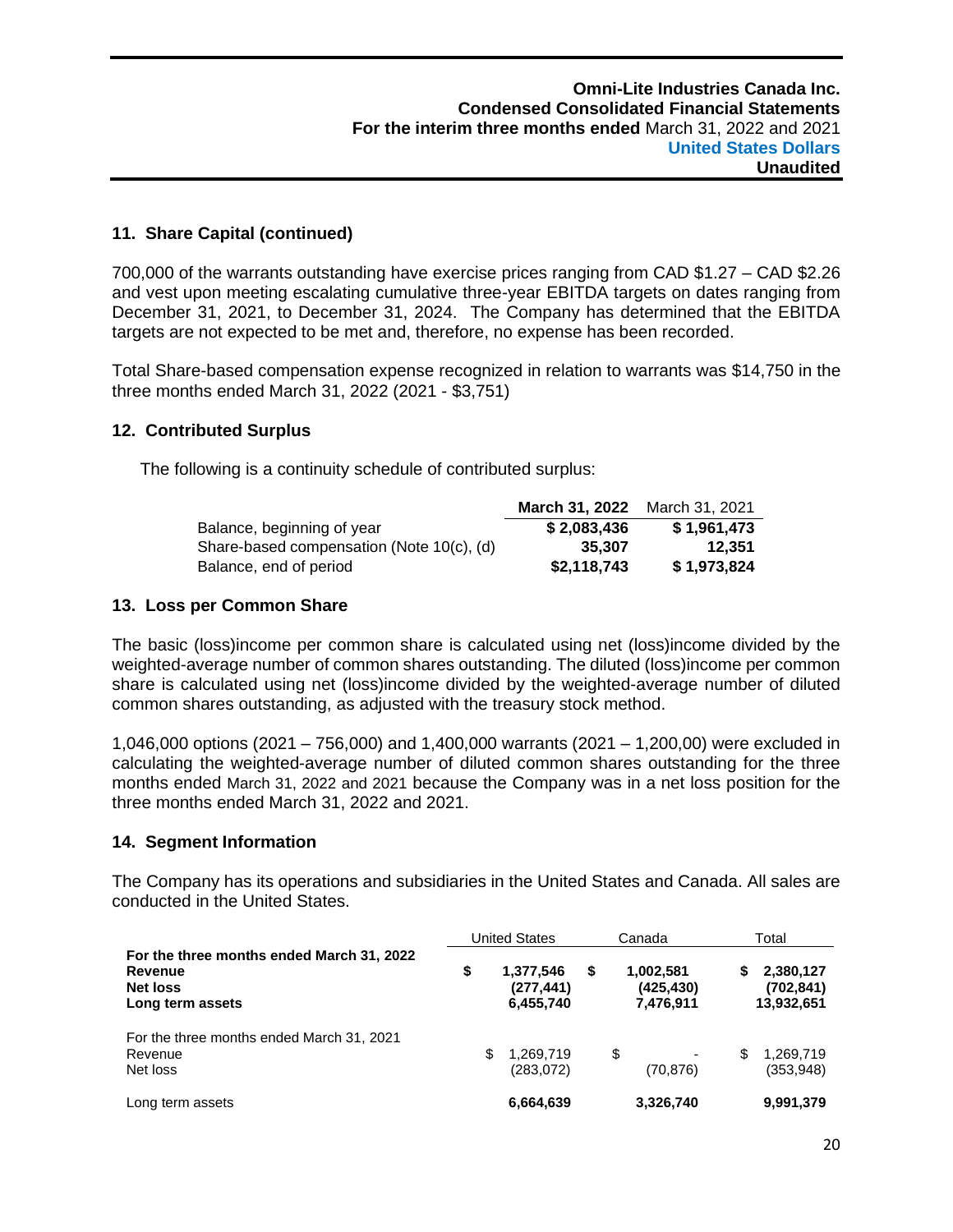## 11. Share Capital (continued)

700,000 of the warrants outstanding have exercise prices ranging from CAD $1.27 – CAD $2.26 and vest upon meeting escalating cumulative three-year EBITDA targets on dates ranging from December 31, 2021, to December 31, 2024. The Company has determined that the EBITDA targets are not expected to be met and, therefore, no expense has been recorded.

Total Share-based compensation expense recognized in relation to warrants was $14,750 in the three months ended March 31, 2022 (2021 - $3,751)

## 12. Contributed Surplus

The following is a continuity schedule of contributed surplus:

| | **March 31, 2022** | March 31, 2021 |
|---|---|---|
| Balance, beginning of year | **$ 2,083,436** | **$ 1,961,473** |
| Share-based compensation (Note 10(c), (d) | **35,307** | **12,351** |
| Balance, end of period | **$2,118,743** | **$ 1,973,824** |

## 13. Loss per Common Share

The basic (loss)income per common share is calculated using net (loss)income divided by the weighted-average number of common shares outstanding. The diluted (loss)income per common share is calculated using net (loss)income divided by the weighted-average number of diluted common shares outstanding, as adjusted with the treasury stock method.

1,046,000 options (2021 – 756,000) and 1,400,000 warrants (2021 – 1,200,00) were excluded in calculating the weighted-average number of diluted common shares outstanding for the three months ended March 31, 2022 and 2021 because the Company was in a net loss position for the three months ended March 31, 2022 and 2021.

## 14. Segment Information

The Company has its operations and subsidiaries in the United States and Canada. All sales are conducted in the United States.

| | United States | Canada | Total |
|---|---|---|---|
| **For the three months ended March 31, 2022** | | | |
| **Revenue** | **$ 1,377,546** | **$ 1,002,581** | **$ 2,380,127** |
| **Net loss** | **(277,441)** | **(425,430)** | **(702,841)** |
| **Long term assets** | **6,455,740** | **7,476,911** | **13,932,651** |
| For the three months ended March 31, 2021 | | | |
| Revenue | $ 1,269,719 | $ - | $ 1,269,719 |
| Net loss | (283,072) | (70,876) | (353,948) |
| Long term assets | **6,664,639** | **3,326,740** | **9,991,379** |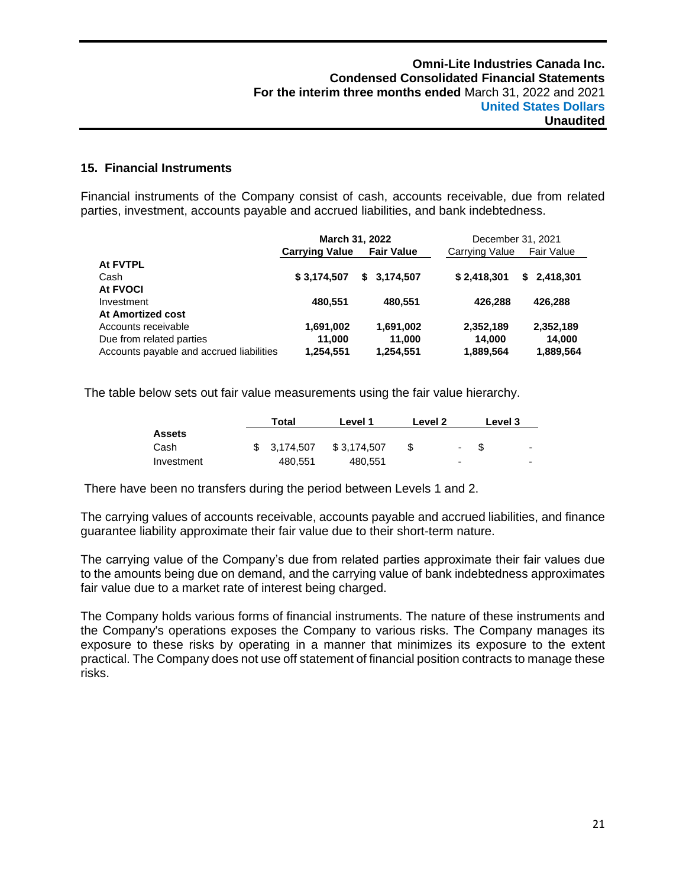## 15. Financial Instruments

Financial instruments of the Company consist of cash, accounts receivable, due from related parties, investment, accounts payable and accrued liabilities, and bank indebtedness.

| | March 31, 2022 | | December 31, 2021 | |
|---|---|---|---|---|
| | **Carrying Value** | **Fair Value** | Carrying Value | Fair Value |
| **At FVTPL** | | | | |
| Cash | **$ 3,174,507** | **$ 3,174,507** | **$ 2,418,301** | **$ 2,418,301** |
| **At FVOCI** | | | | |
| Investment | **480,551** | **480,551** | **426,288** | **426,288** |
| **At Amortized cost** | | | | |
| Accounts receivable | **1,691,002** | **1,691,002** | **2,352,189** | **2,352,189** |
| Due from related parties | **11,000** | **11,000** | **14,000** | **14,000** |
| Accounts payable and accrued liabilities | **1,254,551** | **1,254,551** | **1,889,564** | **1,889,564** |

The table below sets out fair value measurements using the fair value hierarchy.

| | Total | Level 1 | Level 2 | Level 3 |
|---|---|---|---|---|
| **Assets** | | | | |
| Cash | $ 3,174,507 | $ 3,174,507 | $ - | $ - |
| Investment | 480,551 | 480,551 | - | - |

There have been no transfers during the period between Levels 1 and 2.

The carrying values of accounts receivable, accounts payable and accrued liabilities, and finance guarantee liability approximate their fair value due to their short-term nature.

The carrying value of the Company's due from related parties approximate their fair values due to the amounts being due on demand, and the carrying value of bank indebtedness approximates fair value due to a market rate of interest being charged.

The Company holds various forms of financial instruments. The nature of these instruments and the Company's operations exposes the Company to various risks. The Company manages its exposure to these risks by operating in a manner that minimizes its exposure to the extent practical. The Company does not use off statement of financial position contracts to manage these risks.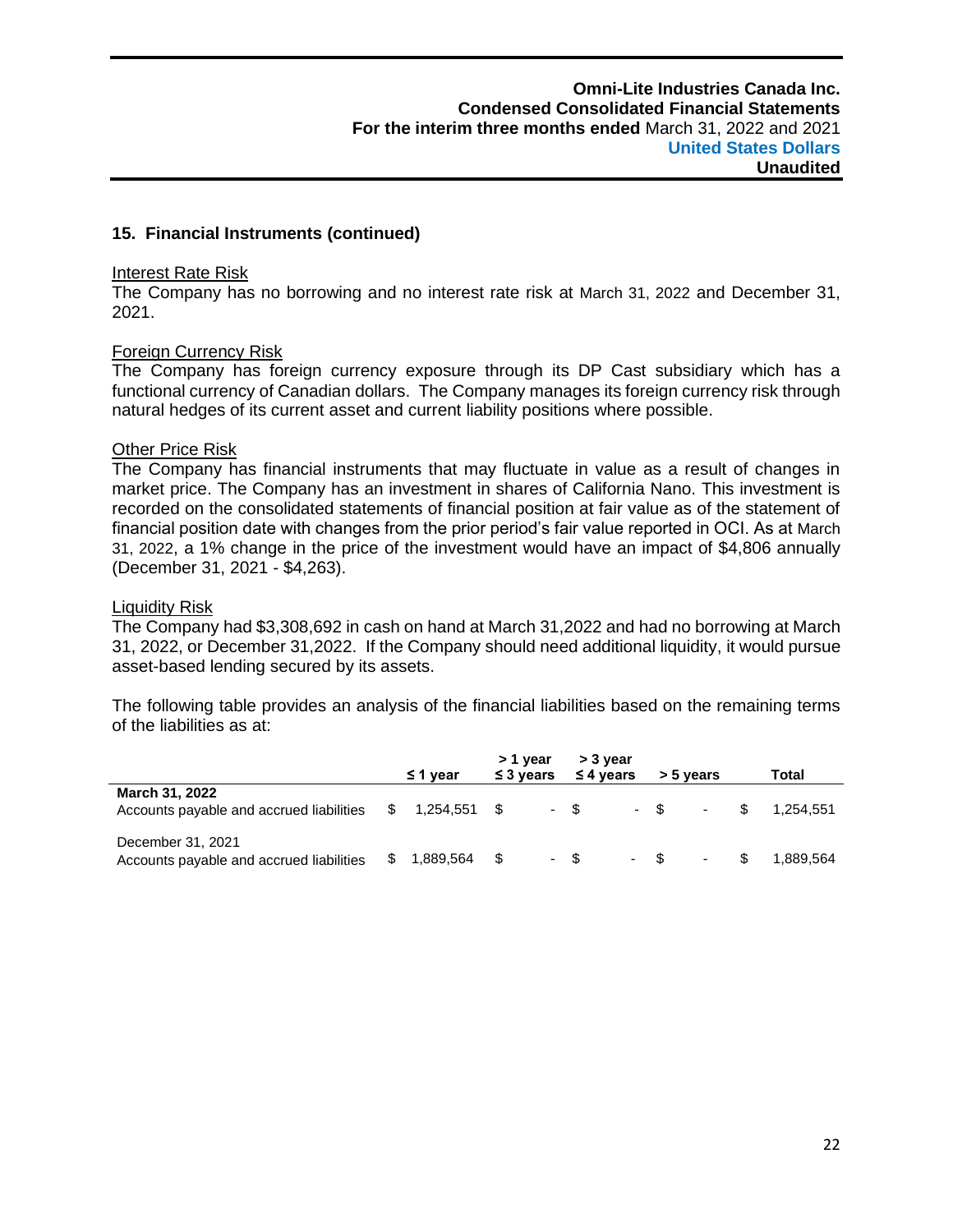## 15. Financial Instruments (continued)

Interest Rate Risk
The Company has no borrowing and no interest rate risk at March 31, 2022 and December 31, 2021.

Foreign Currency Risk
The Company has foreign currency exposure through its DP Cast subsidiary which has a functional currency of Canadian dollars. The Company manages its foreign currency risk through natural hedges of its current asset and current liability positions where possible.

Other Price Risk
The Company has financial instruments that may fluctuate in value as a result of changes in market price. The Company has an investment in shares of California Nano. This investment is recorded on the consolidated statements of financial position at fair value as of the statement of financial position date with changes from the prior period's fair value reported in OCI. As at March 31, 2022, a 1% change in the price of the investment would have an impact of $4,806 annually (December 31, 2021 - $4,263).

Liquidity Risk
The Company had $3,308,692 in cash on hand at March 31,2022 and had no borrowing at March 31, 2022, or December 31,2022. If the Company should need additional liquidity, it would pursue asset-based lending secured by its assets.

The following table provides an analysis of the financial liabilities based on the remaining terms of the liabilities as at:

| | ≤ 1 year | > 1 year ≤ 3 years | > 3 year ≤ 4 years | > 5 years | Total |
|---|---|---|---|---|---|
| **March 31, 2022** | | | | | |
| Accounts payable and accrued liabilities | $ 1,254,551 | $ - | $ - | $ - | $ 1,254,551 |
| December 31, 2021 | | | | | |
| Accounts payable and accrued liabilities | $ 1,889,564 | $ - | $ - | $ - | $ 1,889,564 |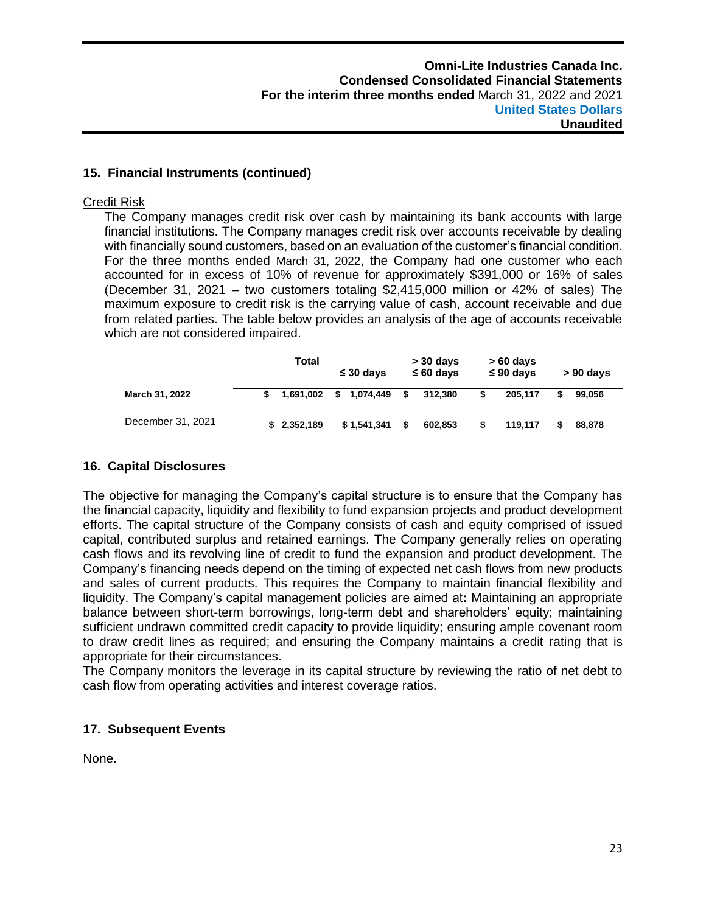## 15. Financial Instruments (continued)

Credit Risk

The Company manages credit risk over cash by maintaining its bank accounts with large financial institutions. The Company manages credit risk over accounts receivable by dealing with financially sound customers, based on an evaluation of the customer's financial condition. For the three months ended March 31, 2022, the Company had one customer who each accounted for in excess of 10% of revenue for approximately $391,000 or 16% of sales (December 31, 2021 – two customers totaling $2,415,000 million or 42% of sales) The maximum exposure to credit risk is the carrying value of cash, account receivable and due from related parties. The table below provides an analysis of the age of accounts receivable which are not considered impaired.

| | Total | ≤ 30 days | > 30 days ≤ 60 days | > 60 days ≤ 90 days | > 90 days |
|---|---|---|---|---|---|
| **March 31, 2022** | **$ 1,691,002** | **$ 1,074,449** | **$ 312,380** | **$ 205,117** | **$ 99,056** |
| December 31, 2021 | **$ 2,352,189** | **$ 1,541,341** | **$ 602,853** | **$ 119,117** | **$ 88,878** |

## 16. Capital Disclosures

The objective for managing the Company's capital structure is to ensure that the Company has the financial capacity, liquidity and flexibility to fund expansion projects and product development efforts. The capital structure of the Company consists of cash and equity comprised of issued capital, contributed surplus and retained earnings. The Company generally relies on operating cash flows and its revolving line of credit to fund the expansion and product development. The Company's financing needs depend on the timing of expected net cash flows from new products and sales of current products. This requires the Company to maintain financial flexibility and liquidity. The Company's capital management policies are aimed at**:** Maintaining an appropriate balance between short-term borrowings, long-term debt and shareholders' equity; maintaining sufficient undrawn committed credit capacity to provide liquidity; ensuring ample covenant room to draw credit lines as required; and ensuring the Company maintains a credit rating that is appropriate for their circumstances.

The Company monitors the leverage in its capital structure by reviewing the ratio of net debt to cash flow from operating activities and interest coverage ratios.

## 17. Subsequent Events

None.